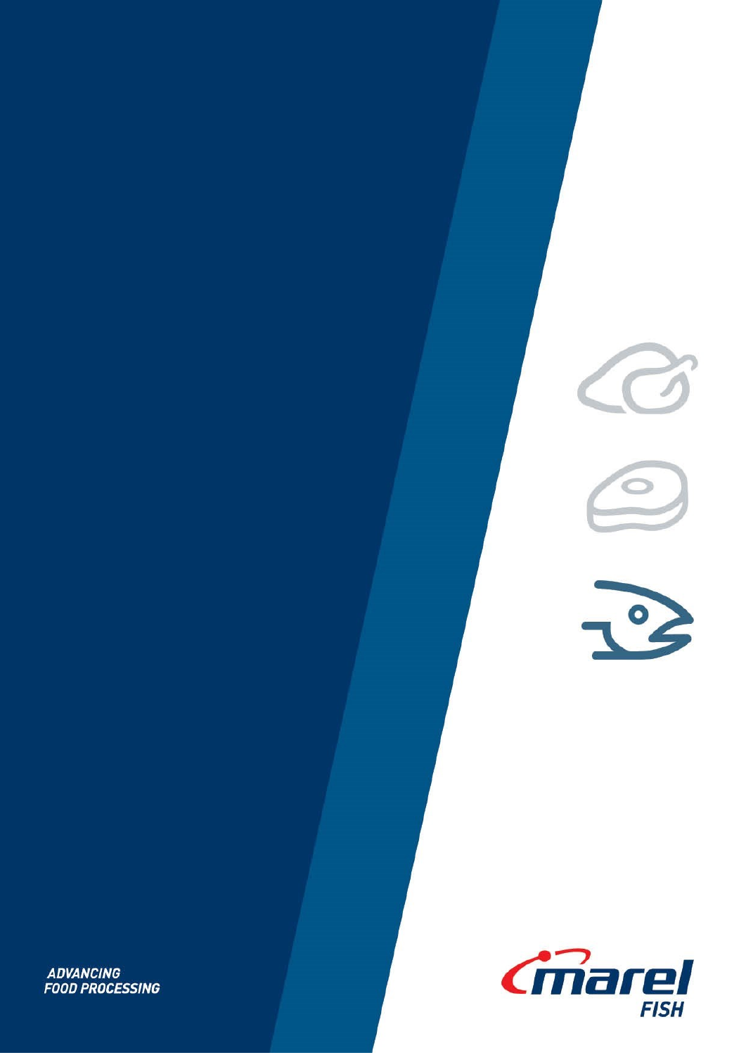ADVANCING
FOOD PROCESSING

marel
FISH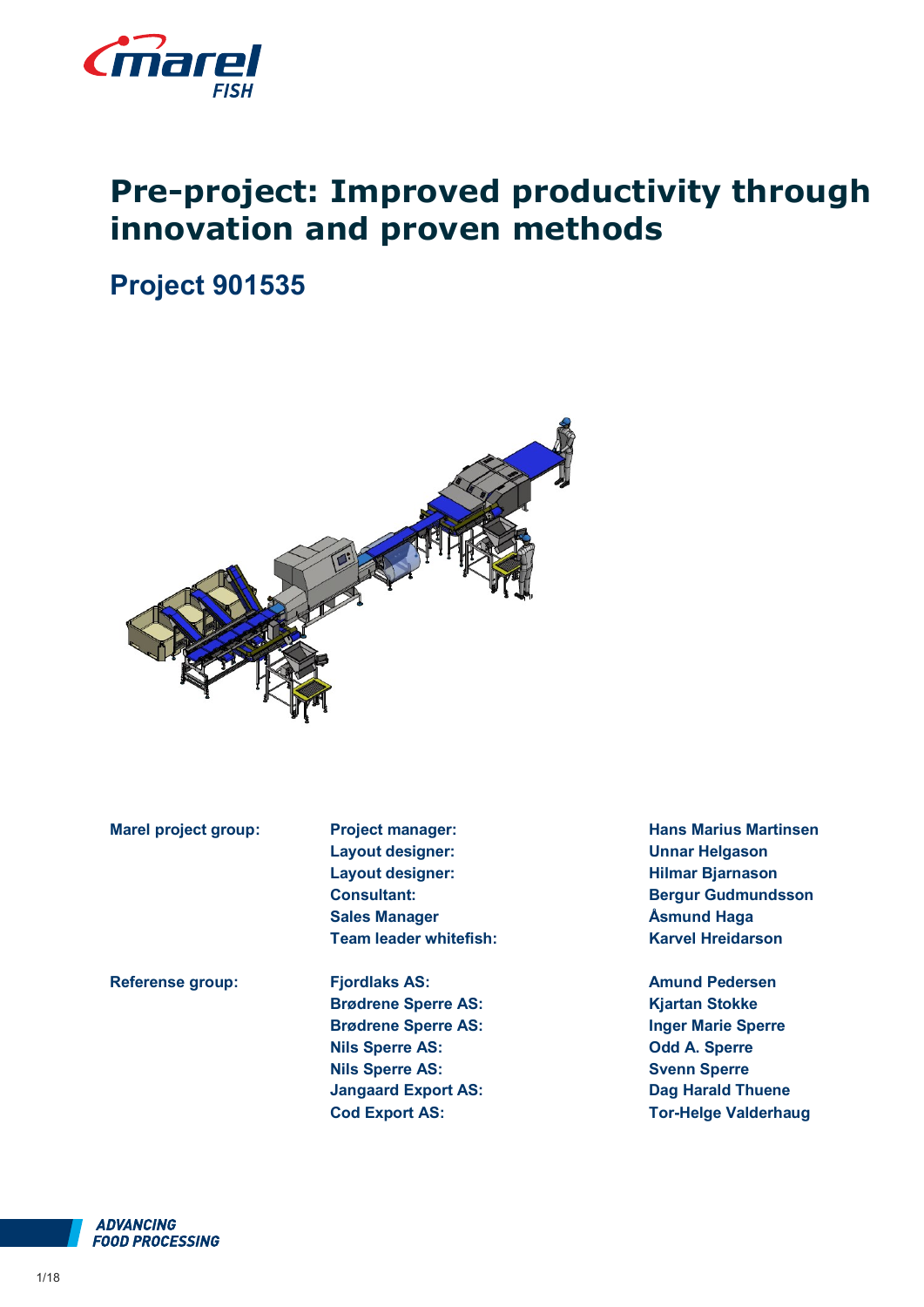# Pre-project: Improved productivity through innovation and proven methods

## Project 901535

| | | |
|---|---|---|
| **Marel project group:** | **Project manager:** | **Hans Marius Martinsen** |
| | **Layout designer:** | **Unnar Helgason** |
| | **Layout designer:** | **Hilmar Bjarnason** |
| | **Consultant:** | **Bergur Gudmundsson** |
| | **Sales Manager** | **Åsmund Haga** |
| | **Team leader whitefish:** | **Karvel Hreidarson** |
| **Referense group:** | **Fjordlaks AS:** | **Amund Pedersen** |
| | **Brødrene Sperre AS:** | **Kjartan Stokke** |
| | **Brødrene Sperre AS:** | **Inger Marie Sperre** |
| | **Nils Sperre AS:** | **Odd A. Sperre** |
| | **Nils Sperre AS:** | **Svenn Sperre** |
| | **Jangaard Export AS:** | **Dag Harald Thuene** |
| | **Cod Export AS:** | **Tor-Helge Valderhaug** |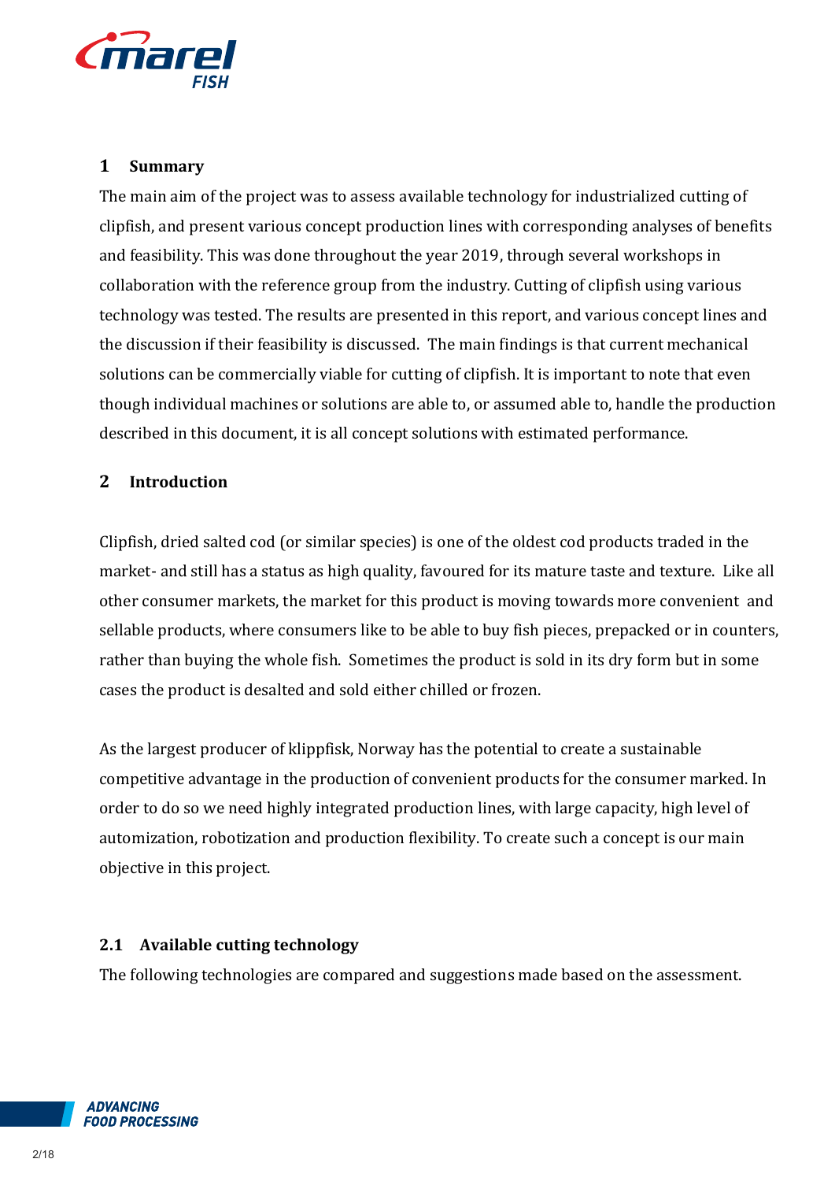## 1 Summary

The main aim of the project was to assess available technology for industrialized cutting of clipfish, and present various concept production lines with corresponding analyses of benefits and feasibility. This was done throughout the year 2019, through several workshops in collaboration with the reference group from the industry. Cutting of clipfish using various technology was tested. The results are presented in this report, and various concept lines and the discussion if their feasibility is discussed. The main findings is that current mechanical solutions can be commercially viable for cutting of clipfish. It is important to note that even though individual machines or solutions are able to, or assumed able to, handle the production described in this document, it is all concept solutions with estimated performance.

## 2 Introduction

Clipfish, dried salted cod (or similar species) is one of the oldest cod products traded in the market- and still has a status as high quality, favoured for its mature taste and texture. Like all other consumer markets, the market for this product is moving towards more convenient and sellable products, where consumers like to be able to buy fish pieces, prepacked or in counters, rather than buying the whole fish. Sometimes the product is sold in its dry form but in some cases the product is desalted and sold either chilled or frozen.

As the largest producer of klippfisk, Norway has the potential to create a sustainable competitive advantage in the production of convenient products for the consumer marked. In order to do so we need highly integrated production lines, with large capacity, high level of automization, robotization and production flexibility. To create such a concept is our main objective in this project.

### 2.1 Available cutting technology

The following technologies are compared and suggestions made based on the assessment.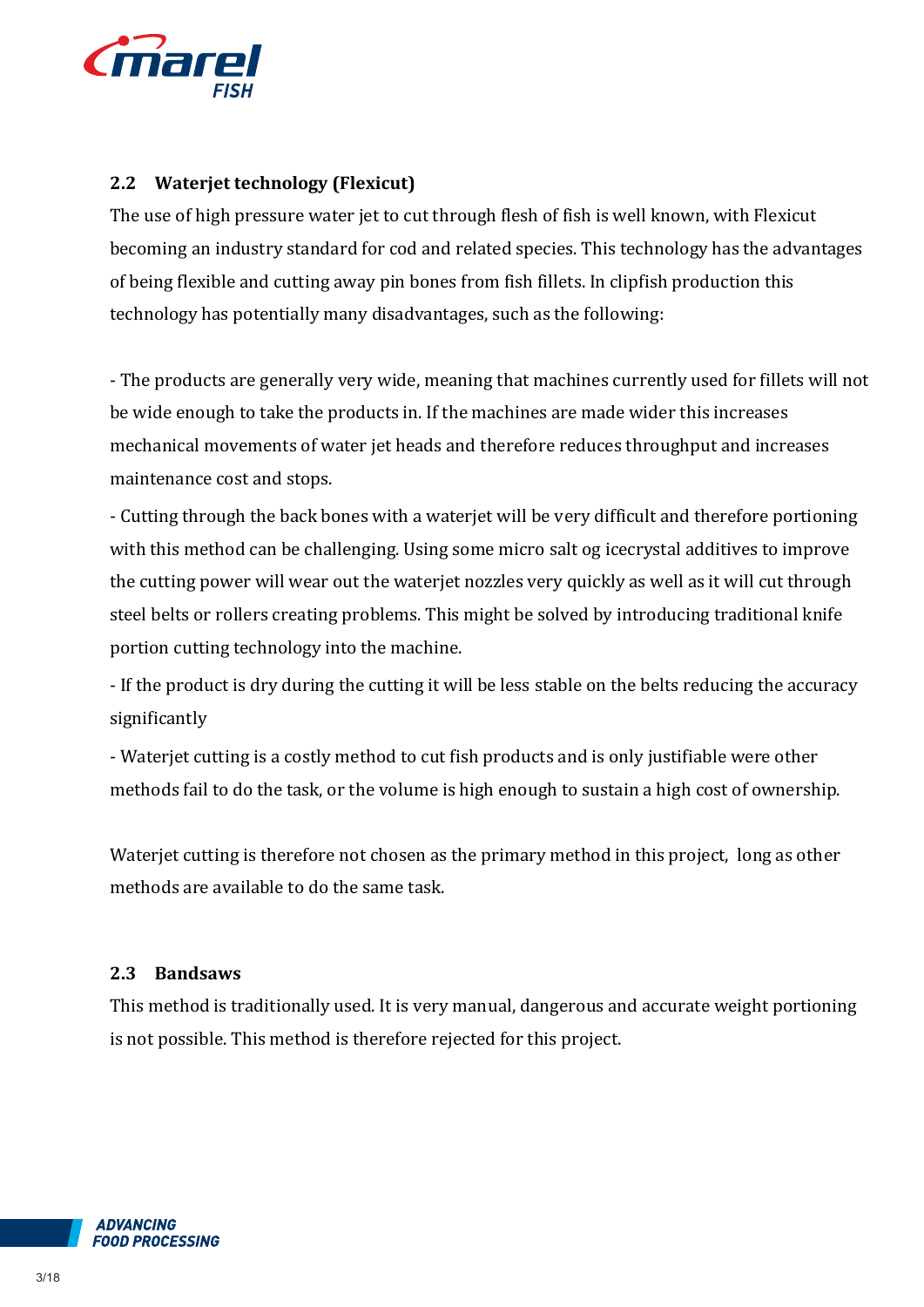## 2.2 Waterjet technology (Flexicut)

The use of high pressure water jet to cut through flesh of fish is well known, with Flexicut becoming an industry standard for cod and related species. This technology has the advantages of being flexible and cutting away pin bones from fish fillets. In clipfish production this technology has potentially many disadvantages, such as the following:

- The products are generally very wide, meaning that machines currently used for fillets will not be wide enough to take the products in. If the machines are made wider this increases mechanical movements of water jet heads and therefore reduces throughput and increases maintenance cost and stops.
- Cutting through the back bones with a waterjet will be very difficult and therefore portioning with this method can be challenging. Using some micro salt og icecrystal additives to improve the cutting power will wear out the waterjet nozzles very quickly as well as it will cut through steel belts or rollers creating problems. This might be solved by introducing traditional knife portion cutting technology into the machine.
- If the product is dry during the cutting it will be less stable on the belts reducing the accuracy significantly
- Waterjet cutting is a costly method to cut fish products and is only justifiable were other methods fail to do the task, or the volume is high enough to sustain a high cost of ownership.

Waterjet cutting is therefore not chosen as the primary method in this project, long as other methods are available to do the same task.

## 2.3 Bandsaws

This method is traditionally used. It is very manual, dangerous and accurate weight portioning is not possible. This method is therefore rejected for this project.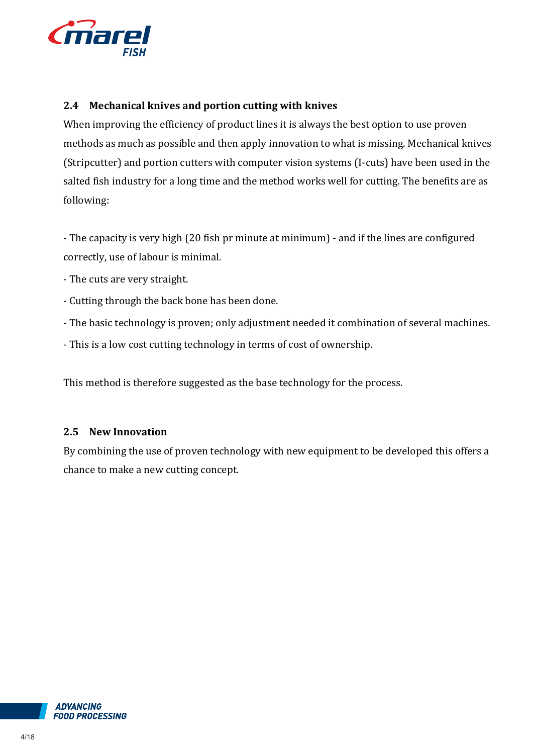## 2.4 Mechanical knives and portion cutting with knives

When improving the efficiency of product lines it is always the best option to use proven methods as much as possible and then apply innovation to what is missing. Mechanical knives (Stripcutter) and portion cutters with computer vision systems (I-cuts) have been used in the salted fish industry for a long time and the method works well for cutting. The benefits are as following:

- The capacity is very high (20 fish pr minute at minimum) - and if the lines are configured correctly, use of labour is minimal.
- The cuts are very straight.
- Cutting through the back bone has been done.
- The basic technology is proven; only adjustment needed it combination of several machines.
- This is a low cost cutting technology in terms of cost of ownership.

This method is therefore suggested as the base technology for the process.

## 2.5 New Innovation

By combining the use of proven technology with new equipment to be developed this offers a chance to make a new cutting concept.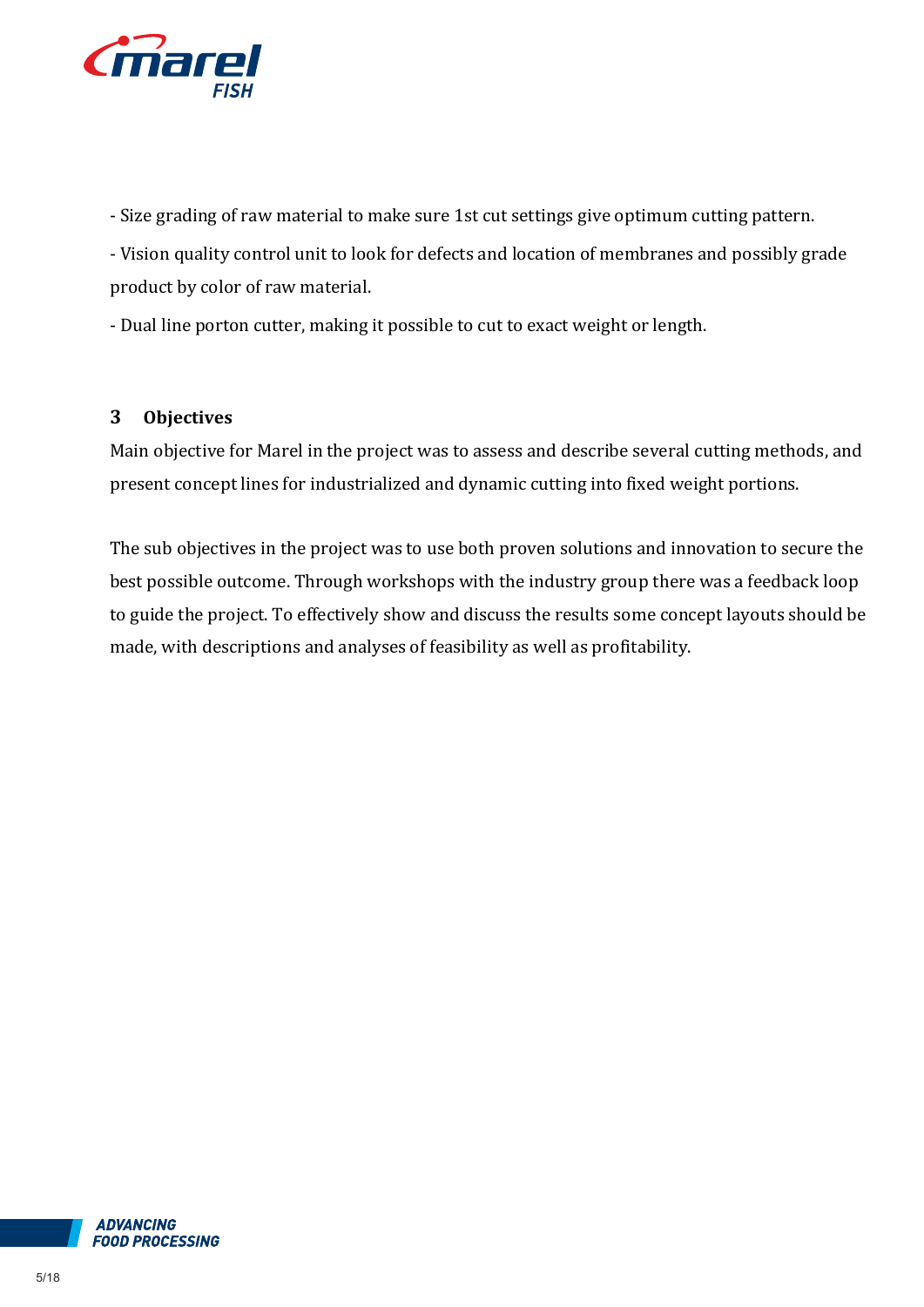- Size grading of raw material to make sure 1st cut settings give optimum cutting pattern.

- Vision quality control unit to look for defects and location of membranes and possibly grade product by color of raw material.

- Dual line porton cutter, making it possible to cut to exact weight or length.

## 3 Objectives

Main objective for Marel in the project was to assess and describe several cutting methods, and present concept lines for industrialized and dynamic cutting into fixed weight portions.

The sub objectives in the project was to use both proven solutions and innovation to secure the best possible outcome. Through workshops with the industry group there was a feedback loop to guide the project. To effectively show and discuss the results some concept layouts should be made, with descriptions and analyses of feasibility as well as profitability.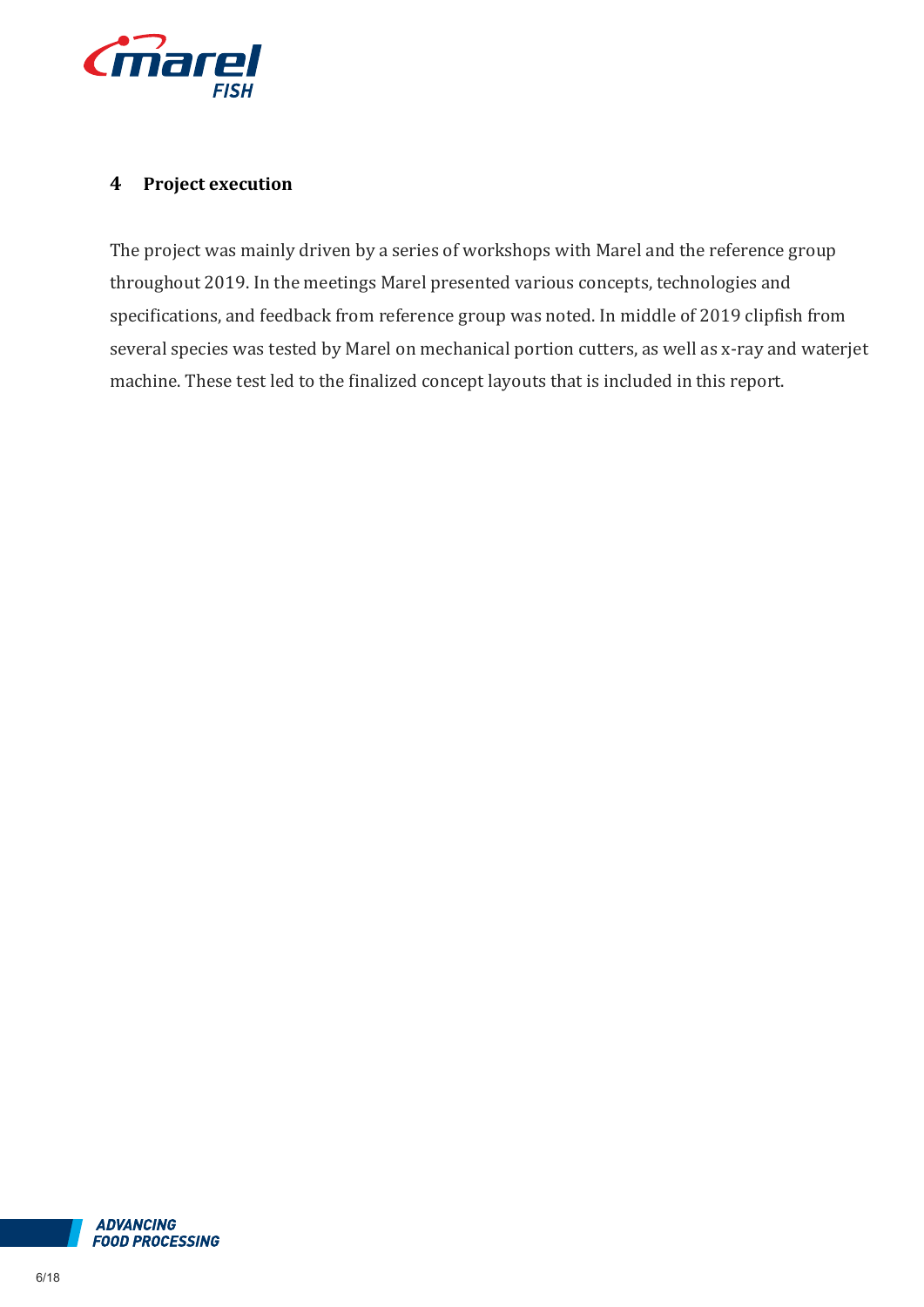## 4 Project execution

The project was mainly driven by a series of workshops with Marel and the reference group throughout 2019. In the meetings Marel presented various concepts, technologies and specifications, and feedback from reference group was noted. In middle of 2019 clipfish from several species was tested by Marel on mechanical portion cutters, as well as x-ray and waterjet machine. These test led to the finalized concept layouts that is included in this report.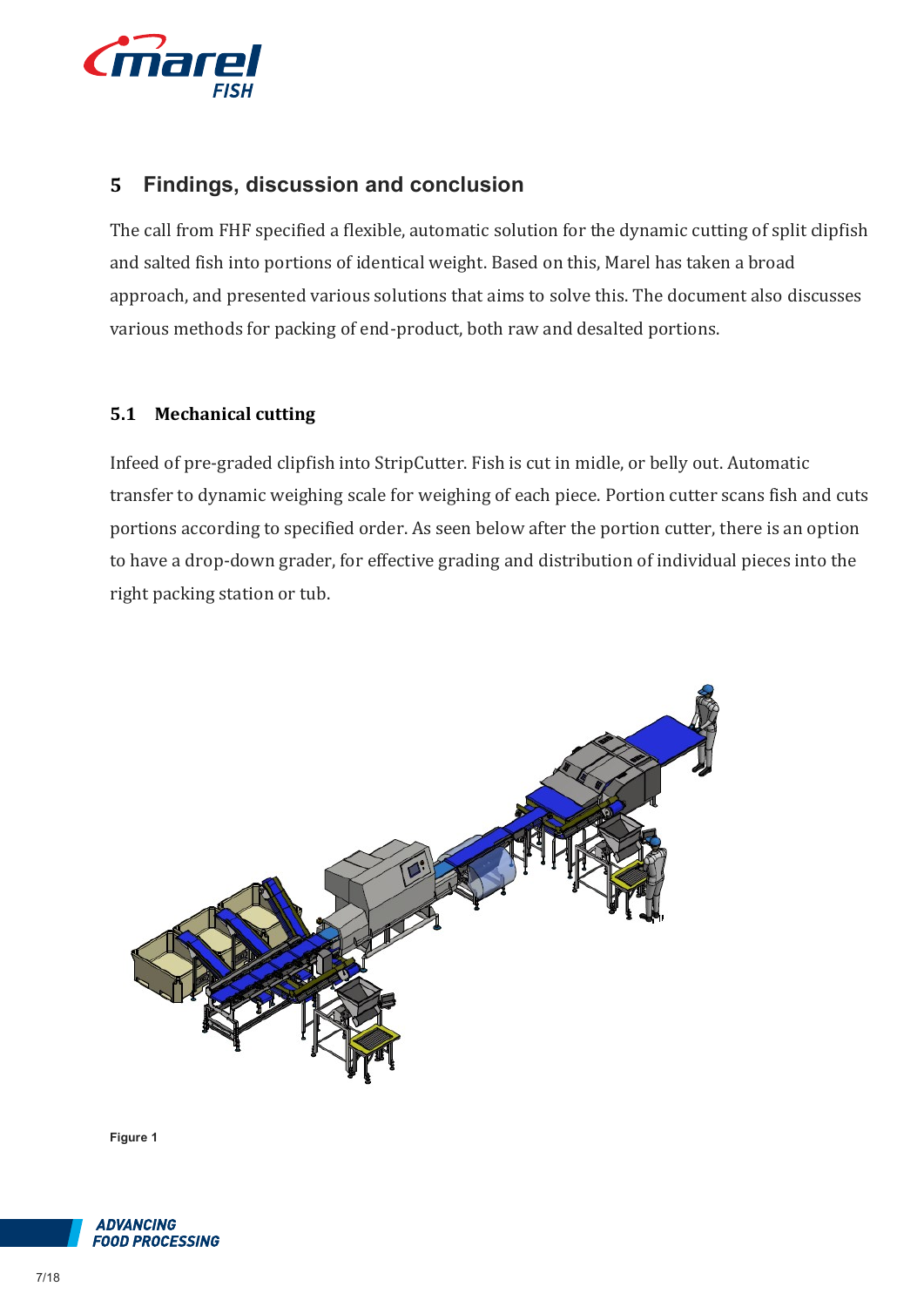## 5 Findings, discussion and conclusion

The call from FHF specified a flexible, automatic solution for the dynamic cutting of split clipfish and salted fish into portions of identical weight. Based on this, Marel has taken a broad approach, and presented various solutions that aims to solve this. The document also discusses various methods for packing of end-product, both raw and desalted portions.

### 5.1 Mechanical cutting

Infeed of pre-graded clipfish into StripCutter. Fish is cut in midle, or belly out. Automatic transfer to dynamic weighing scale for weighing of each piece. Portion cutter scans fish and cuts portions according to specified order. As seen below after the portion cutter, there is an option to have a drop-down grader, for effective grading and distribution of individual pieces into the right packing station or tub.

Figure 1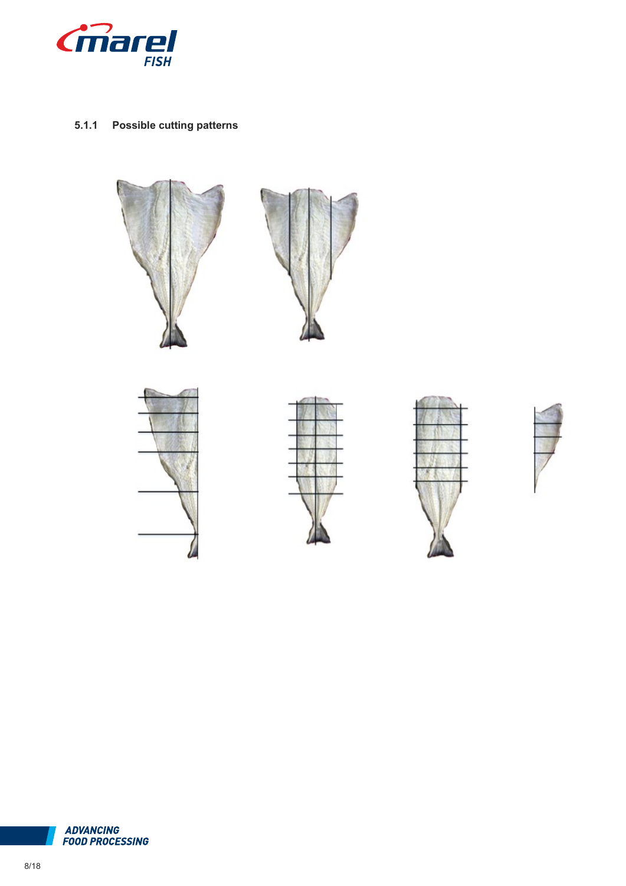#### 5.1.1 Possible cutting patterns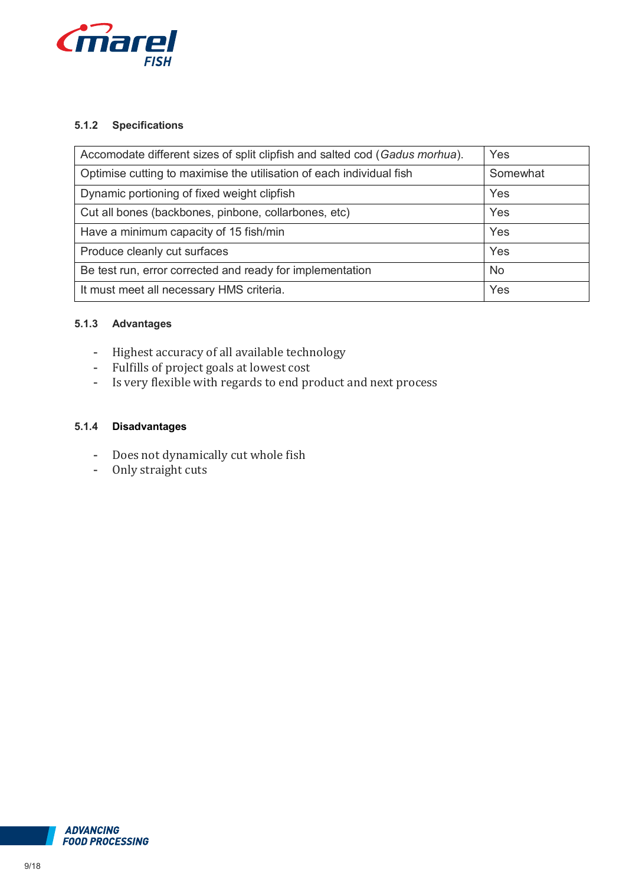#### 5.1.2 Specifications

| Accomodate different sizes of split clipfish and salted cod (*Gadus morhua*). | Yes |
| --- | --- |
| Optimise cutting to maximise the utilisation of each individual fish | Somewhat |
| Dynamic portioning of fixed weight clipfish | Yes |
| Cut all bones (backbones, pinbone, collarbones, etc) | Yes |
| Have a minimum capacity of 15 fish/min | Yes |
| Produce cleanly cut surfaces | Yes |
| Be test run, error corrected and ready for implementation | No |
| It must meet all necessary HMS criteria. | Yes |

#### 5.1.3 Advantages

- Highest accuracy of all available technology
- Fulfills of project goals at lowest cost
- Is very flexible with regards to end product and next process

#### 5.1.4 Disadvantages

- Does not dynamically cut whole fish
- Only straight cuts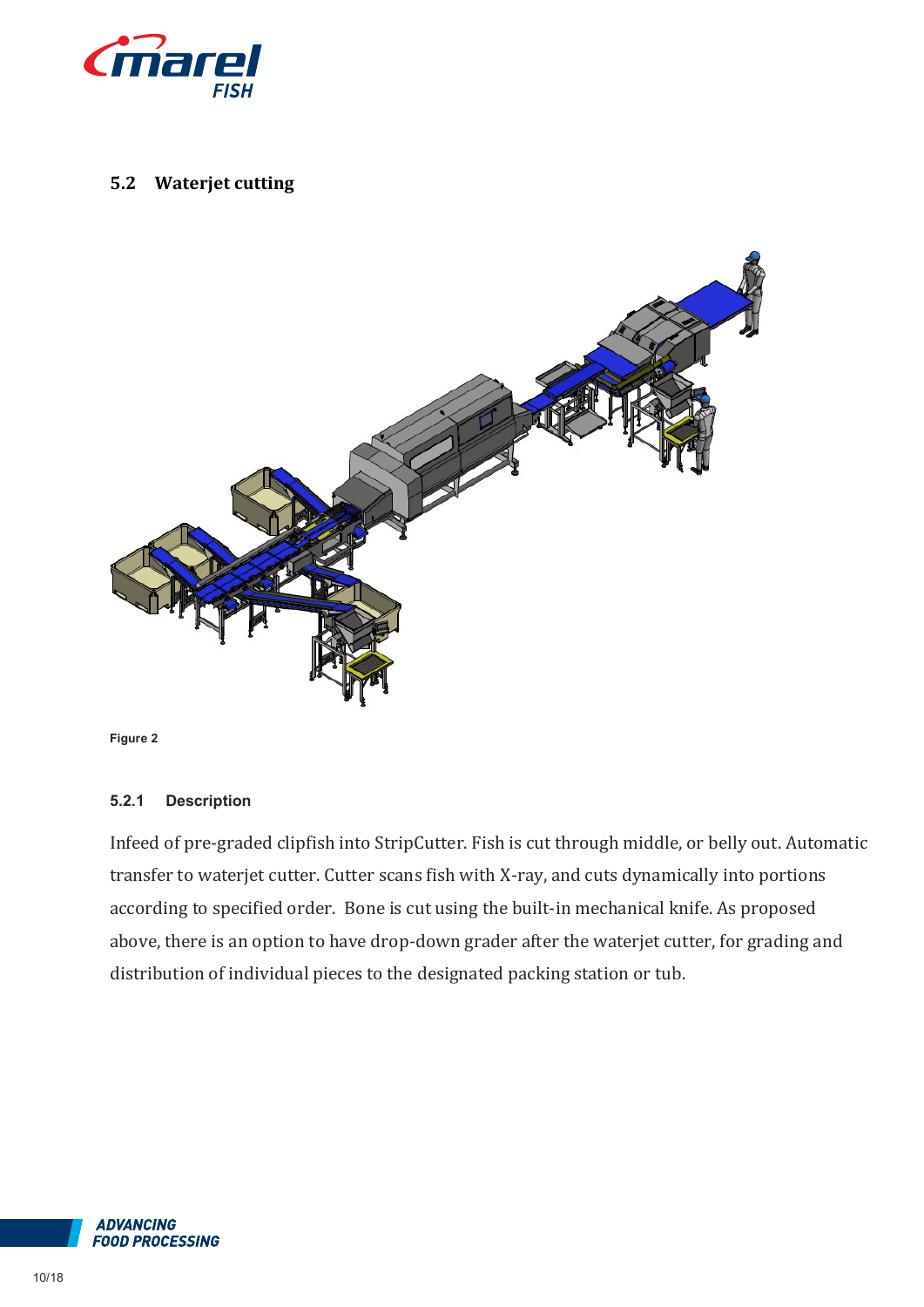## 5.2 Waterjet cutting

Figure 2

### 5.2.1 Description

Infeed of pre-graded clipfish into StripCutter. Fish is cut through middle, or belly out. Automatic transfer to waterjet cutter. Cutter scans fish with X-ray, and cuts dynamically into portions according to specified order. Bone is cut using the built-in mechanical knife. As proposed above, there is an option to have drop-down grader after the waterjet cutter, for grading and distribution of individual pieces to the designated packing station or tub.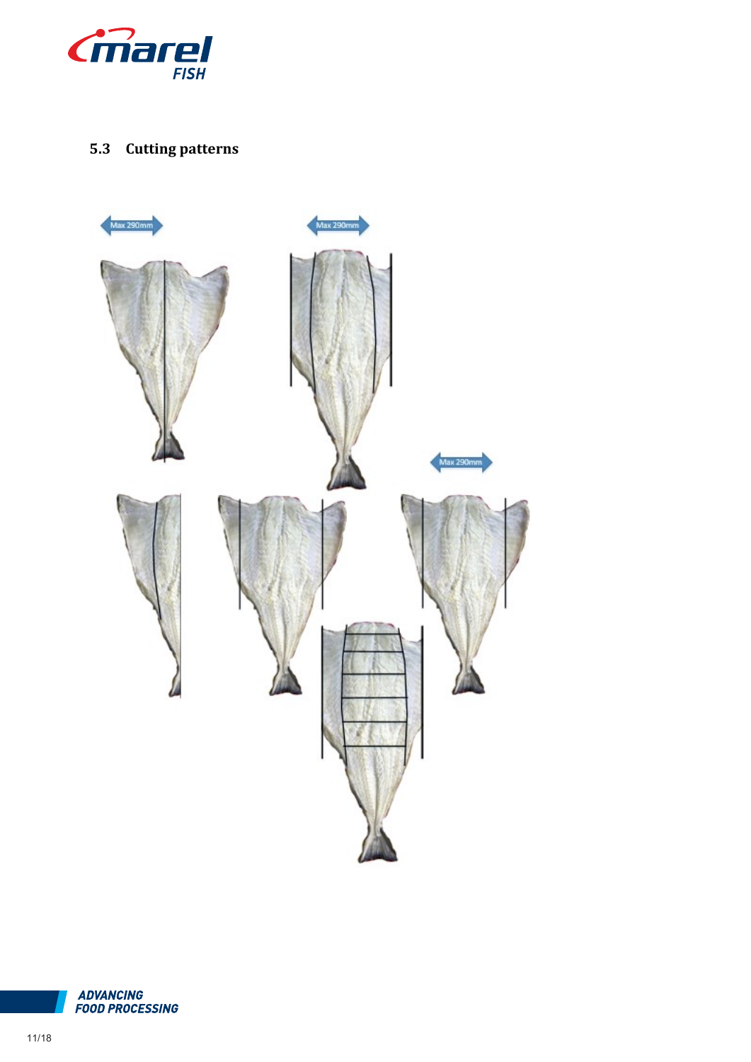## 5.3 Cutting patterns

Max 290mm

Max 290mm

Max 290mm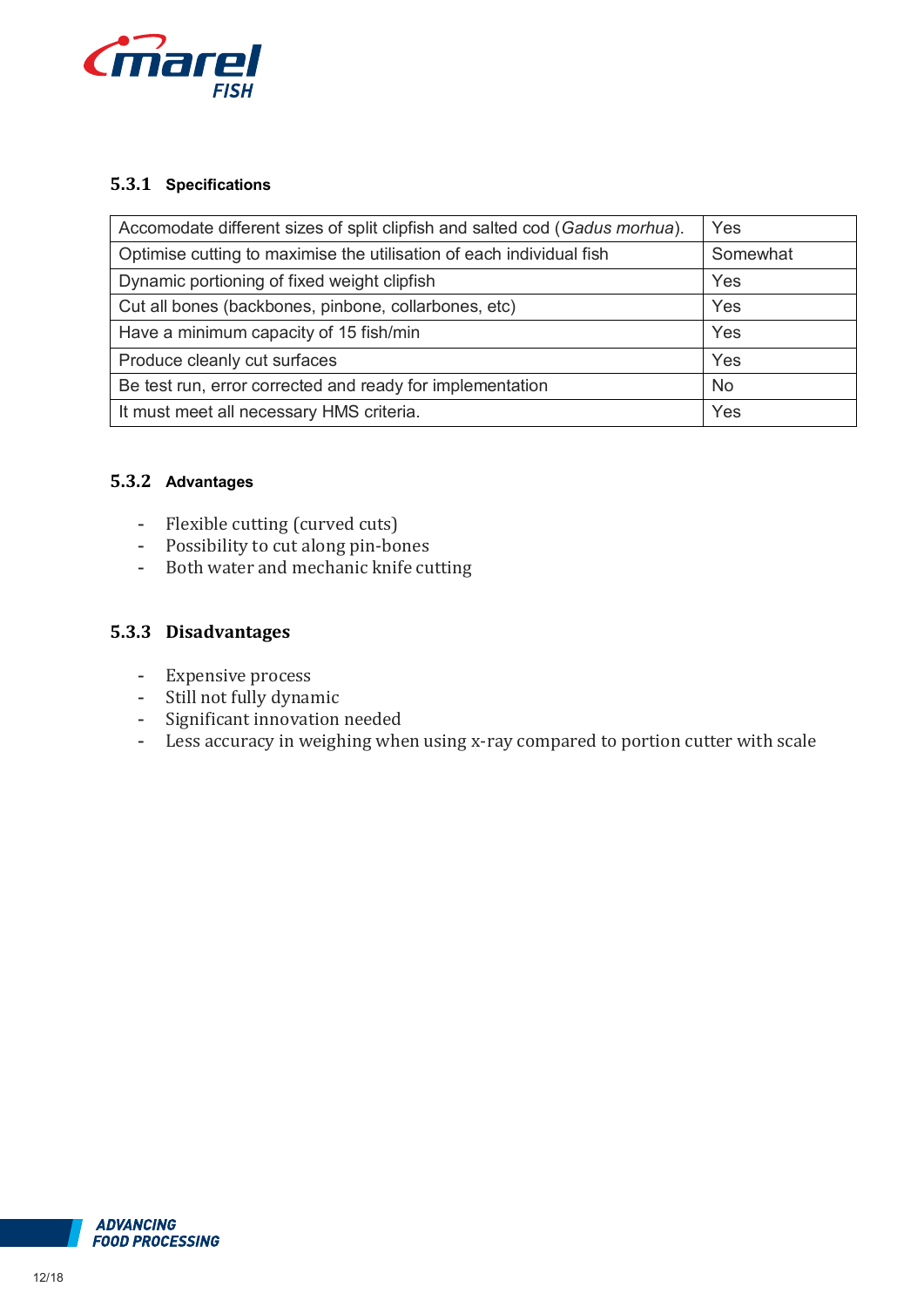#### 5.3.1 Specifications

| Accomodate different sizes of split clipfish and salted cod (*Gadus morhua*). | Yes |
|---|---|
| Optimise cutting to maximise the utilisation of each individual fish | Somewhat |
| Dynamic portioning of fixed weight clipfish | Yes |
| Cut all bones (backbones, pinbone, collarbones, etc) | Yes |
| Have a minimum capacity of 15 fish/min | Yes |
| Produce cleanly cut surfaces | Yes |
| Be test run, error corrected and ready for implementation | No |
| It must meet all necessary HMS criteria. | Yes |

#### 5.3.2 Advantages

- Flexible cutting (curved cuts)
- Possibility to cut along pin-bones
- Both water and mechanic knife cutting

#### 5.3.3 Disadvantages

- Expensive process
- Still not fully dynamic
- Significant innovation needed
- Less accuracy in weighing when using x-ray compared to portion cutter with scale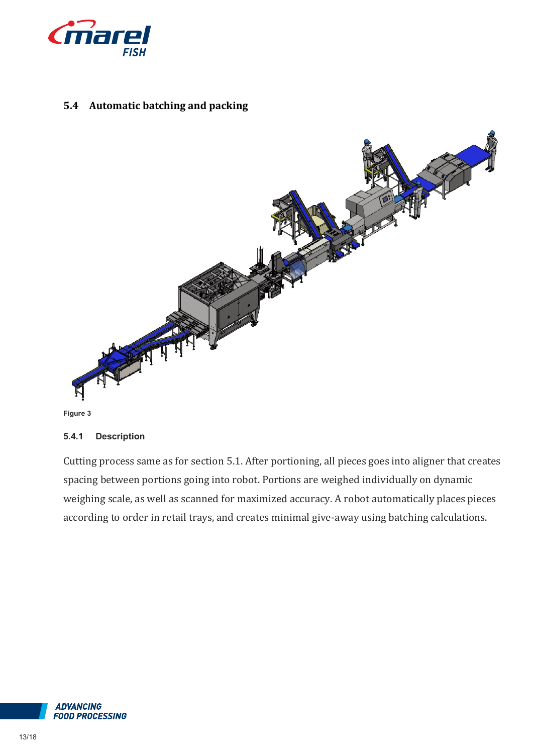## 5.4 Automatic batching and packing

Figure 3

### 5.4.1 Description

Cutting process same as for section 5.1. After portioning, all pieces goes into aligner that creates spacing between portions going into robot. Portions are weighed individually on dynamic weighing scale, as well as scanned for maximized accuracy. A robot automatically places pieces according to order in retail trays, and creates minimal give-away using batching calculations.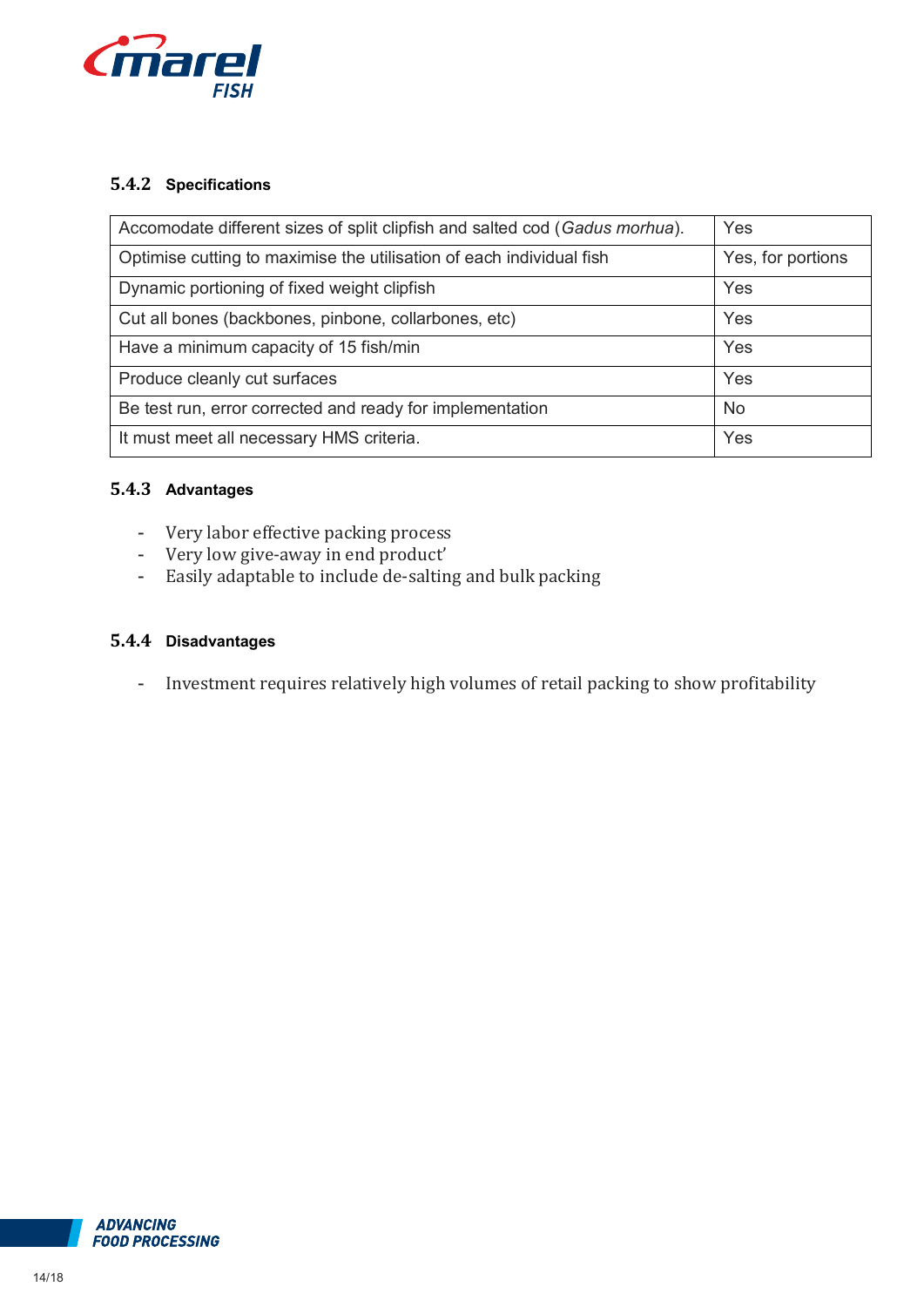### 5.4.2 Specifications

| | |
|---|---|
| Accomodate different sizes of split clipfish and salted cod (*Gadus morhua*). | Yes |
| Optimise cutting to maximise the utilisation of each individual fish | Yes, for portions |
| Dynamic portioning of fixed weight clipfish | Yes |
| Cut all bones (backbones, pinbone, collarbones, etc) | Yes |
| Have a minimum capacity of 15 fish/min | Yes |
| Produce cleanly cut surfaces | Yes |
| Be test run, error corrected and ready for implementation | No |
| It must meet all necessary HMS criteria. | Yes |

### 5.4.3 Advantages

- Very labor effective packing process
- Very low give-away in end product'
- Easily adaptable to include de-salting and bulk packing

### 5.4.4 Disadvantages

- Investment requires relatively high volumes of retail packing to show profitability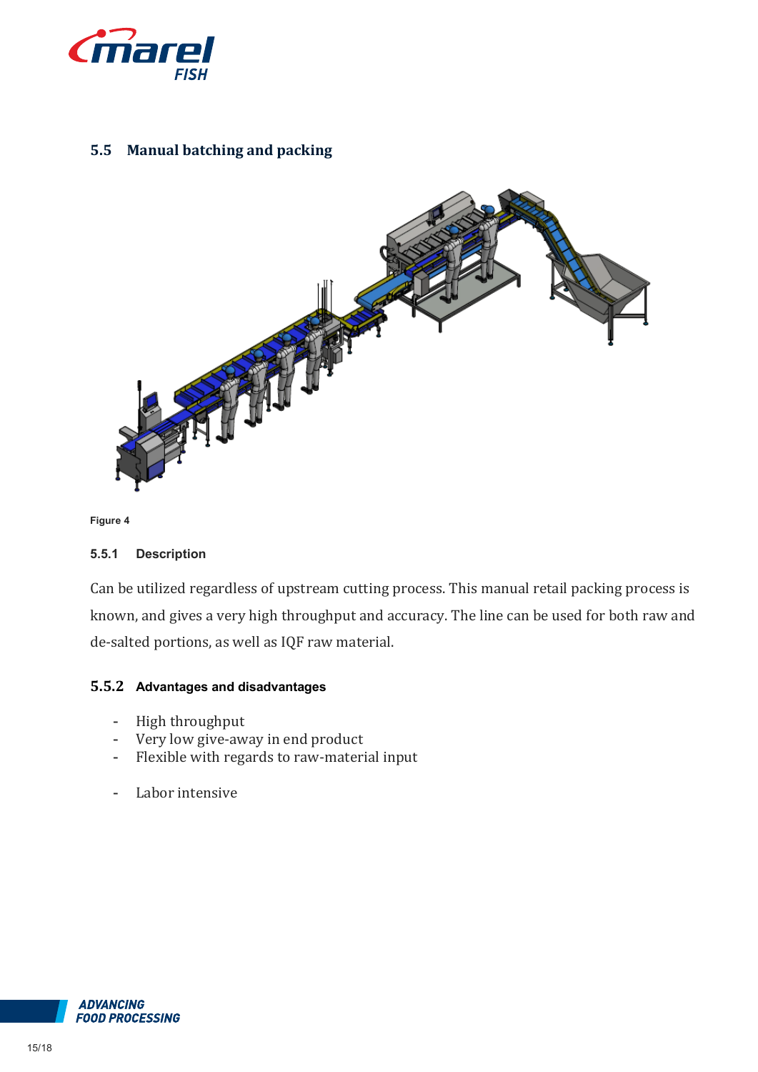## 5.5 Manual batching and packing

Figure 4

### 5.5.1 Description

Can be utilized regardless of upstream cutting process. This manual retail packing process is known, and gives a very high throughput and accuracy. The line can be used for both raw and de-salted portions, as well as IQF raw material.

### 5.5.2 Advantages and disadvantages

- High throughput
- Very low give-away in end product
- Flexible with regards to raw-material input

- Labor intensive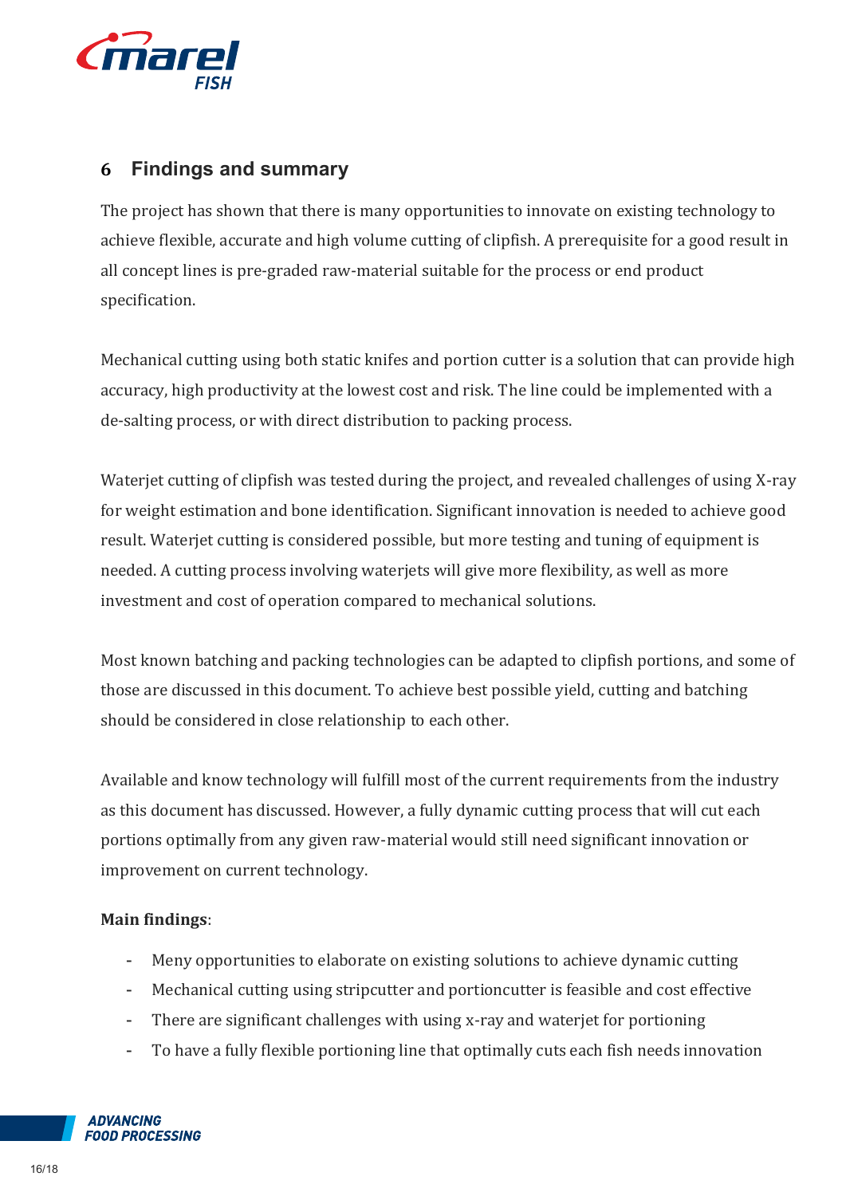## 6 Findings and summary

The project has shown that there is many opportunities to innovate on existing technology to achieve flexible, accurate and high volume cutting of clipfish. A prerequisite for a good result in all concept lines is pre-graded raw-material suitable for the process or end product specification.

Mechanical cutting using both static knifes and portion cutter is a solution that can provide high accuracy, high productivity at the lowest cost and risk. The line could be implemented with a de-salting process, or with direct distribution to packing process.

Waterjet cutting of clipfish was tested during the project, and revealed challenges of using X-ray for weight estimation and bone identification. Significant innovation is needed to achieve good result. Waterjet cutting is considered possible, but more testing and tuning of equipment is needed. A cutting process involving waterjets will give more flexibility, as well as more investment and cost of operation compared to mechanical solutions.

Most known batching and packing technologies can be adapted to clipfish portions, and some of those are discussed in this document. To achieve best possible yield, cutting and batching should be considered in close relationship to each other.

Available and know technology will fulfill most of the current requirements from the industry as this document has discussed. However, a fully dynamic cutting process that will cut each portions optimally from any given raw-material would still need significant innovation or improvement on current technology.

**Main findings**:

- Meny opportunities to elaborate on existing solutions to achieve dynamic cutting
- Mechanical cutting using stripcutter and portioncutter is feasible and cost effective
- There are significant challenges with using x-ray and waterjet for portioning
- To have a fully flexible portioning line that optimally cuts each fish needs innovation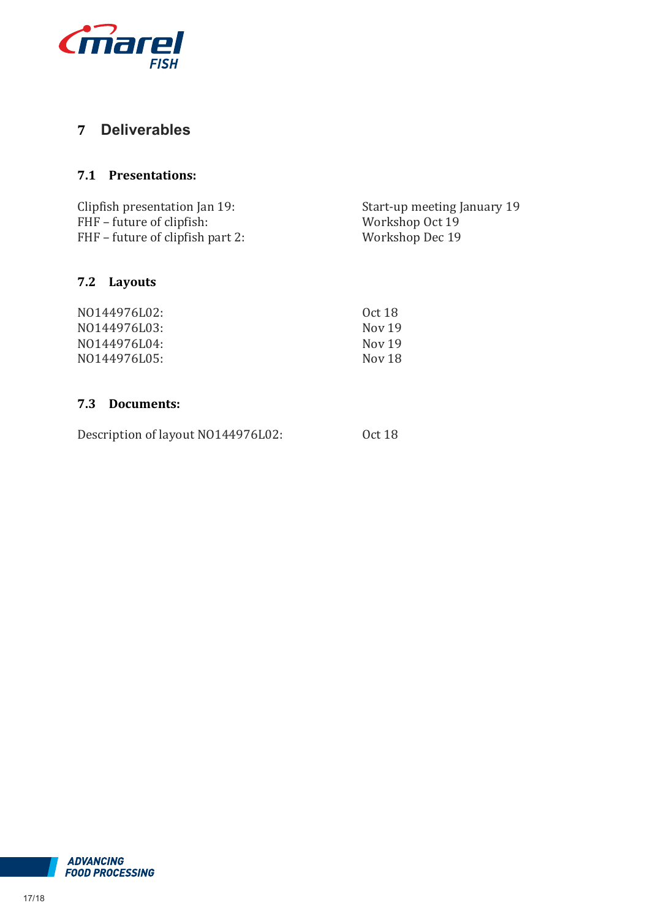# 7 Deliverables

## 7.1 Presentations:

| | |
|---|---|
| Clipfish presentation Jan 19: | Start-up meeting January 19 |
| FHF – future of clipfish: | Workshop Oct 19 |
| FHF – future of clipfish part 2: | Workshop Dec 19 |

## 7.2 Layouts

| | |
|---|---|
| NO144976L02: | Oct 18 |
| NO144976L03: | Nov 19 |
| NO144976L04: | Nov 19 |
| NO144976L05: | Nov 18 |

## 7.3 Documents:

| | |
|---|---|
| Description of layout NO144976L02: | Oct 18 |